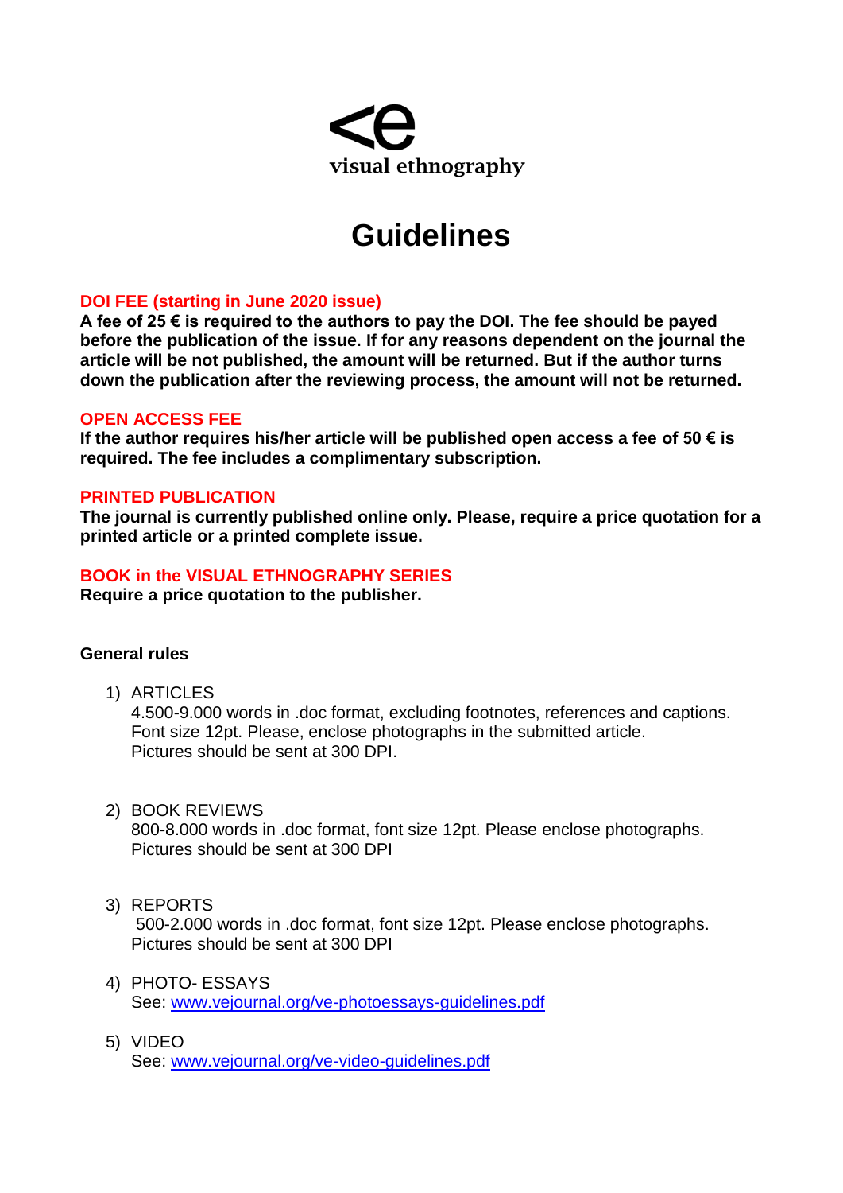<ve

visual ethnography

# Guidelines

**DOI FEE (starting in June 2020 issue)**
**A fee of 25 € is required to the authors to pay the DOI. The fee should be payed before the publication of the issue. If for any reasons dependent on the journal the article will be not published, the amount will be returned. But if the author turns down the publication after the reviewing process, the amount will not be returned.**

**OPEN ACCESS FEE**
**If the author requires his/her article will be published open access a fee of 50 € is required. The fee includes a complimentary subscription.**

**PRINTED PUBLICATION**
**The journal is currently published online only. Please, require a price quotation for a printed article or a printed complete issue.**

**BOOK in the VISUAL ETHNOGRAPHY SERIES**
**Require a price quotation to the publisher.**

**General rules**

1) ARTICLES
   4.500-9.000 words in .doc format, excluding footnotes, references and captions. Font size 12pt. Please, enclose photographs in the submitted article. Pictures should be sent at 300 DPI.

2) BOOK REVIEWS
   800-8.000 words in .doc format, font size 12pt. Please enclose photographs. Pictures should be sent at 300 DPI

3) REPORTS
   500-2.000 words in .doc format, font size 12pt. Please enclose photographs. Pictures should be sent at 300 DPI

4) PHOTO- ESSAYS
   See: www.vejournal.org/ve-photoessays-guidelines.pdf

5) VIDEO
   See: www.vejournal.org/ve-video-guidelines.pdf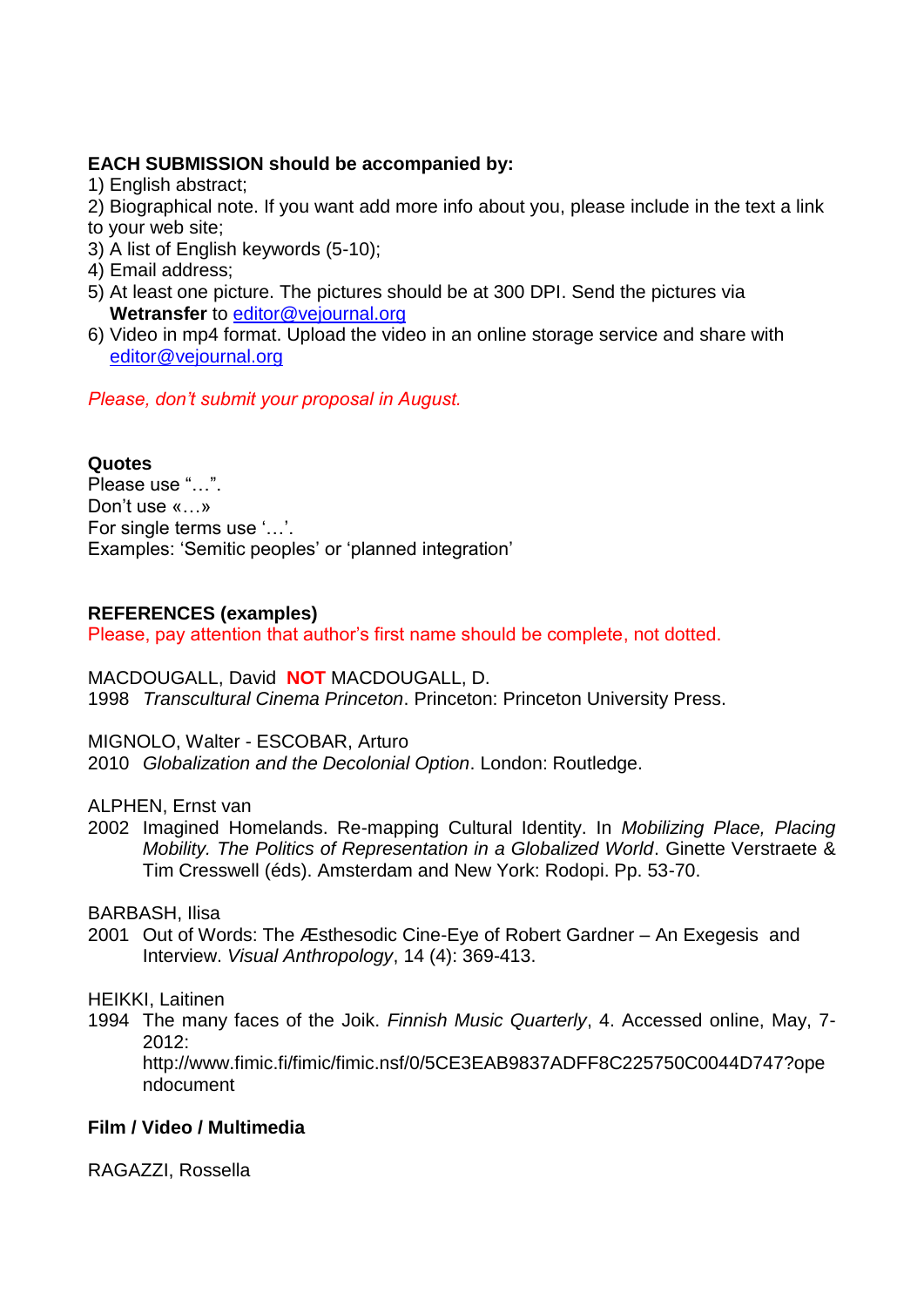**EACH SUBMISSION should be accompanied by:**

1) English abstract;
2) Biographical note. If you want add more info about you, please include in the text a link to your web site;
3) A list of English keywords (5-10);
4) Email address;
5) At least one picture. The pictures should be at 300 DPI. Send the pictures via **Wetransfer** to editor@vejournal.org
6) Video in mp4 format. Upload the video in an online storage service and share with editor@vejournal.org

*Please, don't submit your proposal in August.*

**Quotes**

Please use "…".
Don't use «…»
For single terms use '…'.
Examples: 'Semitic peoples' or 'planned integration'

**REFERENCES (examples)**

Please, pay attention that author's first name should be complete, not dotted.

MACDOUGALL, David **NOT** MACDOUGALL, D.
1998 *Transcultural Cinema Princeton*. Princeton: Princeton University Press.

MIGNOLO, Walter - ESCOBAR, Arturo
2010 *Globalization and the Decolonial Option*. London: Routledge.

ALPHEN, Ernst van
2002 Imagined Homelands. Re-mapping Cultural Identity. In *Mobilizing Place, Placing Mobility. The Politics of Representation in a Globalized World*. Ginette Verstraete & Tim Cresswell (éds). Amsterdam and New York: Rodopi. Pp. 53-70.

BARBASH, Ilisa
2001 Out of Words: The Æsthesodic Cine-Eye of Robert Gardner – An Exegesis and Interview. *Visual Anthropology*, 14 (4): 369-413.

HEIKKI, Laitinen
1994 The many faces of the Joik. *Finnish Music Quarterly*, 4. Accessed online, May, 7-2012: http://www.fimic.fi/fimic/fimic.nsf/0/5CE3EAB9837ADFF8C225750C0044D747?opendocument

**Film / Video / Multimedia**

RAGAZZI, Rossella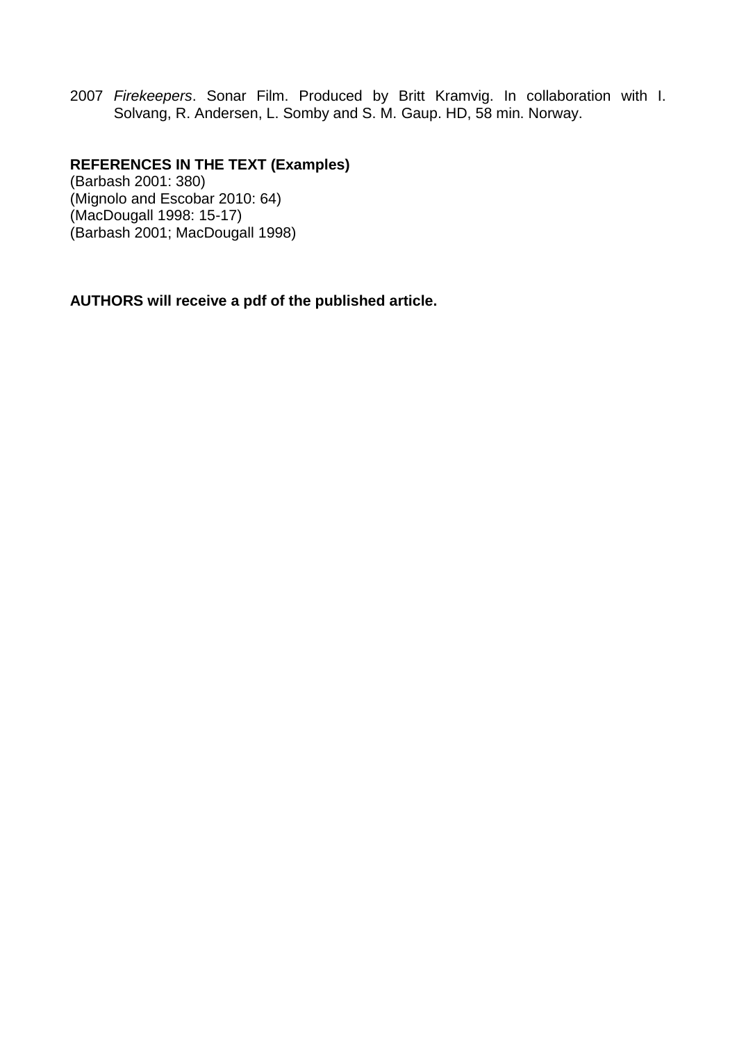2007 *Firekeepers*. Sonar Film. Produced by Britt Kramvig. In collaboration with I. Solvang, R. Andersen, L. Somby and S. M. Gaup. HD, 58 min. Norway.

**REFERENCES IN THE TEXT (Examples)**

(Barbash 2001: 380)
(Mignolo and Escobar 2010: 64)
(MacDougall 1998: 15-17)
(Barbash 2001; MacDougall 1998)

**AUTHORS will receive a pdf of the published article.**